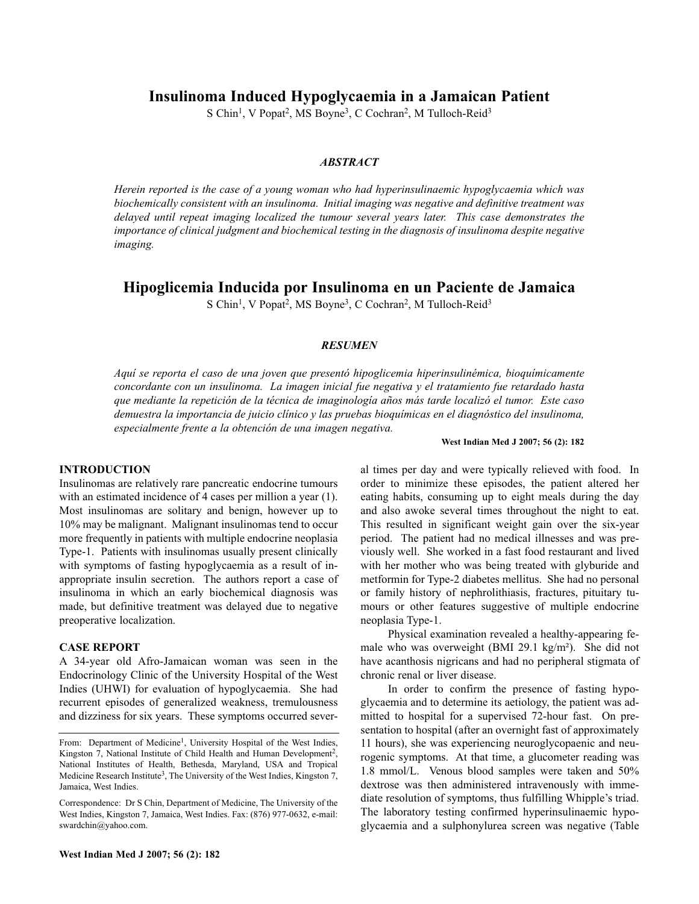# Insulinoma Induced Hypoglycaemia in a Jamaican Patient

S Chin[1], V Popat[2], MS Boyne[3], C Cochran[2], M Tulloch-Reid[3]

### *ABSTRACT*

*Herein reported is the case of a young woman who had hyperinsulinaemic hypoglycaemia which was biochemically consistent with an insulinoma. Initial imaging was negative and definitive treatment was delayed until repeat imaging localized the tumour several years later. This case demonstrates the importance of clinical judgment and biochemical testing in the diagnosis of insulinoma despite negative imaging.*

# Hipoglicemia Inducida por Insulinoma en un Paciente de Jamaica

S Chin[1], V Popat[2], MS Boyne[3], C Cochran[2], M Tulloch-Reid[3]

### *RESUMEN*

*Aquí se reporta el caso de una joven que presentó hipoglicemia hiperinsulinémica, bioquímicamente concordante con un insulinoma. La imagen inicial fue negativa y el tratamiento fue retardado hasta que mediante la repetición de la técnica de imaginología años más tarde localizó el tumor. Este caso demuestra la importancia de juicio clínico y las pruebas bioquímicas en el diagnóstico del insulinoma, especialmente frente a la obtención de una imagen negativa.*

**West Indian Med J 2007; 56 (2): 182**

## INTRODUCTION

Insulinomas are relatively rare pancreatic endocrine tumours with an estimated incidence of 4 cases per million a year (1). Most insulinomas are solitary and benign, however up to 10% may be malignant. Malignant insulinomas tend to occur more frequently in patients with multiple endocrine neoplasia Type-1. Patients with insulinomas usually present clinically with symptoms of fasting hypoglycaemia as a result of inappropriate insulin secretion. The authors report a case of insulinoma in which an early biochemical diagnosis was made, but definitive treatment was delayed due to negative preoperative localization.

## CASE REPORT

A 34-year old Afro-Jamaican woman was seen in the Endocrinology Clinic of the University Hospital of the West Indies (UHWI) for evaluation of hypoglycaemia. She had recurrent episodes of generalized weakness, tremulousness and dizziness for six years. These symptoms occurred several times per day and were typically relieved with food. In order to minimize these episodes, the patient altered her eating habits, consuming up to eight meals during the day and also awoke several times throughout the night to eat. This resulted in significant weight gain over the six-year period. The patient had no medical illnesses and was previously well. She worked in a fast food restaurant and lived with her mother who was being treated with glyburide and metformin for Type-2 diabetes mellitus. She had no personal or family history of nephrolithiasis, fractures, pituitary tumours or other features suggestive of multiple endocrine neoplasia Type-1.

Physical examination revealed a healthy-appearing female who was overweight (BMI 29.1 kg/m²). She did not have acanthosis nigricans and had no peripheral stigmata of chronic renal or liver disease.

In order to confirm the presence of fasting hypoglycaemia and to determine its aetiology, the patient was admitted to hospital for a supervised 72-hour fast. On presentation to hospital (after an overnight fast of approximately 11 hours), she was experiencing neuroglycopaenic and neurogenic symptoms. At that time, a glucometer reading was 1.8 mmol/L. Venous blood samples were taken and 50% dextrose was then administered intravenously with immediate resolution of symptoms, thus fulfilling Whipple's triad. The laboratory testing confirmed hyperinsulinaemic hypoglycaemia and a sulphonylurea screen was negative (Table

From: Department of Medicine[1], University Hospital of the West Indies, Kingston 7, National Institute of Child Health and Human Development[2], National Institutes of Health, Bethesda, Maryland, USA and Tropical Medicine Research Institute[3], The University of the West Indies, Kingston 7, Jamaica, West Indies.

Correspondence: Dr S Chin, Department of Medicine, The University of the West Indies, Kingston 7, Jamaica, West Indies. Fax: (876) 977-0632, e-mail: swardchin@yahoo.com.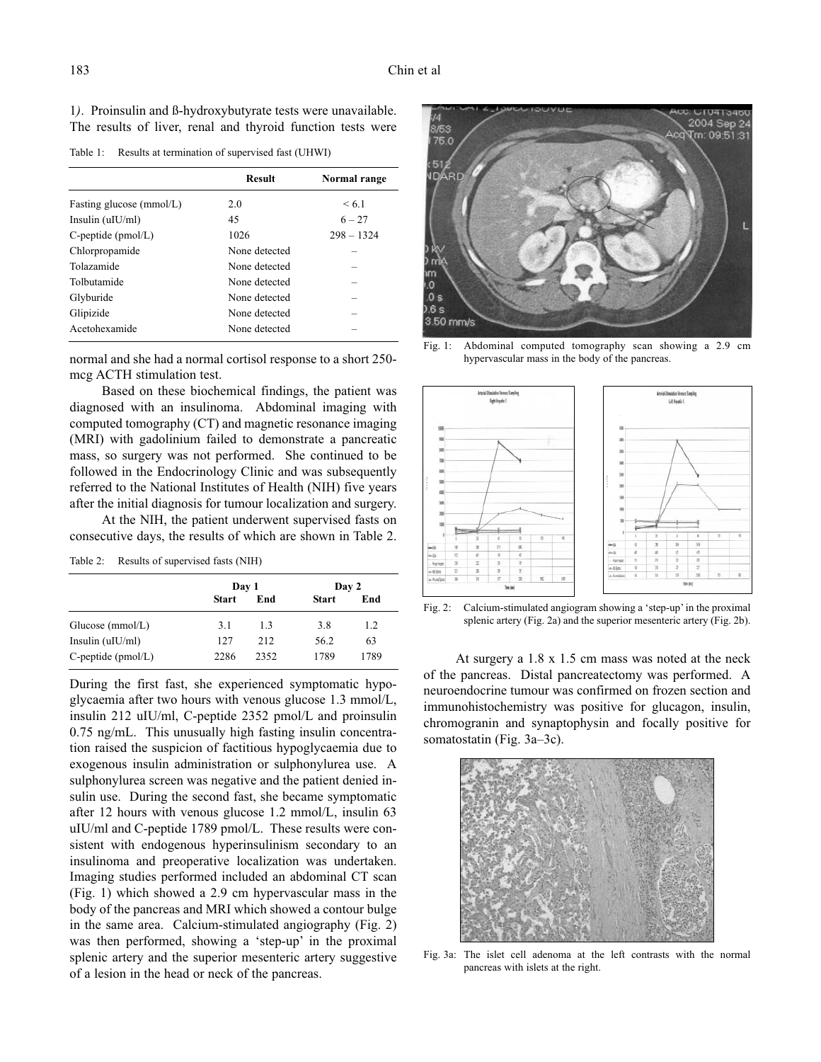1). Proinsulin and ß-hydroxybutyrate tests were unavailable. The results of liver, renal and thyroid function tests were normal and she had a normal cortisol response to a short 250-mcg ACTH stimulation test.

Table 1: Results at termination of supervised fast (UHWI)

| | Result | Normal range |
|---|---|---|
| Fasting glucose (mmol/L) | 2.0 | < 6.1 |
| Insulin (uIU/ml) | 45 | 6 – 27 |
| C-peptide (pmol/L) | 1026 | 298 – 1324 |
| Chlorpropamide | None detected | – |
| Tolazamide | None detected | – |
| Tolbutamide | None detected | – |
| Glyburide | None detected | – |
| Glipizide | None detected | – |
| Acetohexamide | None detected | – |

Based on these biochemical findings, the patient was diagnosed with an insulinoma. Abdominal imaging with computed tomography (CT) and magnetic resonance imaging (MRI) with gadolinium failed to demonstrate a pancreatic mass, so surgery was not performed. She continued to be followed in the Endocrinology Clinic and was subsequently referred to the National Institutes of Health (NIH) five years after the initial diagnosis for tumour localization and surgery.

At the NIH, the patient underwent supervised fasts on consecutive days, the results of which are shown in Table 2.

Table 2: Results of supervised fasts (NIH)

| | Day 1 | | Day 2 | |
|---|---|---|---|---|
| | Start | End | Start | End |
| Glucose (mmol/L) | 3.1 | 1.3 | 3.8 | 1.2 |
| Insulin (uIU/ml) | 127 | 212 | 56.2 | 63 |
| C-peptide (pmol/L) | 2286 | 2352 | 1789 | 1789 |

During the first fast, she experienced symptomatic hypoglycaemia after two hours with venous glucose 1.3 mmol/L, insulin 212 uIU/ml, C-peptide 2352 pmol/L and proinsulin 0.75 ng/mL. This unusually high fasting insulin concentration raised the suspicion of factitious hypoglycaemia due to exogenous insulin administration or sulphonylurea use. A sulphonylurea screen was negative and the patient denied insulin use. During the second fast, she became symptomatic after 12 hours with venous glucose 1.2 mmol/L, insulin 63 uIU/ml and C-peptide 1789 pmol/L. These results were consistent with endogenous hyperinsulinism secondary to an insulinoma and preoperative localization was undertaken. Imaging studies performed included an abdominal CT scan (Fig. 1) which showed a 2.9 cm hypervascular mass in the body of the pancreas and MRI which showed a contour bulge in the same area. Calcium-stimulated angiography (Fig. 2) was then performed, showing a 'step-up' in the proximal splenic artery and the superior mesenteric artery suggestive of a lesion in the head or neck of the pancreas.

Fig. 1: Abdominal computed tomography scan showing a 2.9 cm hypervascular mass in the body of the pancreas.

Fig. 2: Calcium-stimulated angiogram showing a 'step-up' in the proximal splenic artery (Fig. 2a) and the superior mesenteric artery (Fig. 2b).

At surgery a 1.8 x 1.5 cm mass was noted at the neck of the pancreas. Distal pancreatectomy was performed. A neuroendocrine tumour was confirmed on frozen section and immunohistochemistry was positive for glucagon, insulin, chromogranin and synaptophysin and focally positive for somatostatin (Fig. 3a–3c).

Fig. 3a: The islet cell adenoma at the left contrasts with the normal pancreas with islets at the right.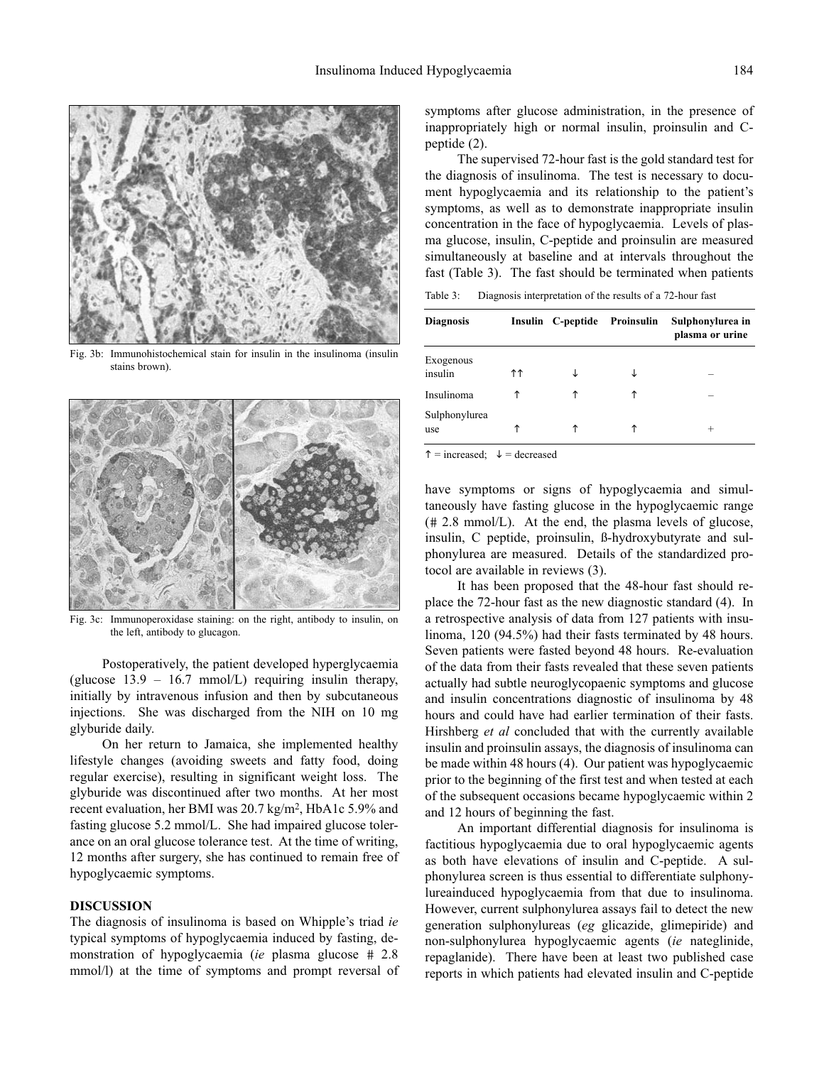Fig. 3b: Immunohistochemical stain for insulin in the insulinoma (insulin stains brown).

Fig. 3c: Immunoperoxidase staining: on the right, antibody to insulin, on the left, antibody to glucagon.

Postoperatively, the patient developed hyperglycaemia (glucose 13.9 – 16.7 mmol/L) requiring insulin therapy, initially by intravenous infusion and then by subcutaneous injections. She was discharged from the NIH on 10 mg glyburide daily.

On her return to Jamaica, she implemented healthy lifestyle changes (avoiding sweets and fatty food, doing regular exercise), resulting in significant weight loss. The glyburide was discontinued after two months. At her most recent evaluation, her BMI was 20.7 kg/m$^2$, HbA1c 5.9% and fasting glucose 5.2 mmol/L. She had impaired glucose tolerance on an oral glucose tolerance test. At the time of writing, 12 months after surgery, she has continued to remain free of hypoglycaemic symptoms.

## DISCUSSION

The diagnosis of insulinoma is based on Whipple's triad *ie* typical symptoms of hypoglycaemia induced by fasting, demonstration of hypoglycaemia (*ie* plasma glucose # 2.8 mmol/l) at the time of symptoms and prompt reversal of symptoms after glucose administration, in the presence of inappropriately high or normal insulin, proinsulin and C-peptide (2).

The supervised 72-hour fast is the gold standard test for the diagnosis of insulinoma. The test is necessary to document hypoglycaemia and its relationship to the patient's symptoms, as well as to demonstrate inappropriate insulin concentration in the face of hypoglycaemia. Levels of plasma glucose, insulin, C-peptide and proinsulin are measured simultaneously at baseline and at intervals throughout the fast (Table 3). The fast should be terminated when patients have symptoms or signs of hypoglycaemia and simultaneously have fasting glucose in the hypoglycaemic range (# 2.8 mmol/L). At the end, the plasma levels of glucose, insulin, C peptide, proinsulin, ß-hydroxybutyrate and sulphonylurea are measured. Details of the standardized protocol are available in reviews (3).

Table 3: Diagnosis interpretation of the results of a 72-hour fast

| Diagnosis | Insulin | C-peptide | Proinsulin | Sulphonylurea in plasma or urine |
|---|---|---|---|---|
| Exogenous insulin | ↑↑ | ↓ | ↓ | – |
| Insulinoma | ↑ | ↑ | ↑ | – |
| Sulphonylurea use | ↑ | ↑ | ↑ | + |

↑ = increased; ↓ = decreased

It has been proposed that the 48-hour fast should replace the 72-hour fast as the new diagnostic standard (4). In a retrospective analysis of data from 127 patients with insulinoma, 120 (94.5%) had their fasts terminated by 48 hours. Seven patients were fasted beyond 48 hours. Re-evaluation of the data from their fasts revealed that these seven patients actually had subtle neuroglycopaenic symptoms and glucose and insulin concentrations diagnostic of insulinoma by 48 hours and could have had earlier termination of their fasts. Hirshberg *et al* concluded that with the currently available insulin and proinsulin assays, the diagnosis of insulinoma can be made within 48 hours (4). Our patient was hypoglycaemic prior to the beginning of the first test and when tested at each of the subsequent occasions became hypoglycaemic within 2 and 12 hours of beginning the fast.

An important differential diagnosis for insulinoma is factitious hypoglycaemia due to oral hypoglycaemic agents as both have elevations of insulin and C-peptide. A sulphonylurea screen is thus essential to differentiate sulphonylureainduced hypoglycaemia from that due to insulinoma. However, current sulphonylurea assays fail to detect the new generation sulphonylureas (*eg* glicazide, glimepiride) and non-sulphonylurea hypoglycaemic agents (*ie* nateglinide, repaglanide). There have been at least two published case reports in which patients had elevated insulin and C-peptide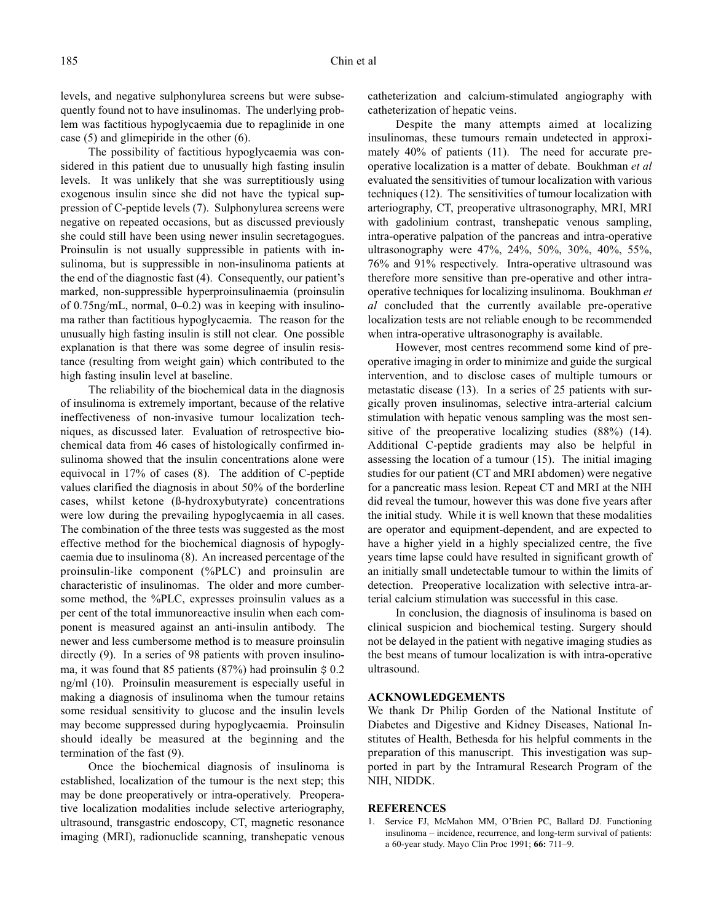levels, and negative sulphonylurea screens but were subsequently found not to have insulinomas. The underlying problem was factitious hypoglycaemia due to repaglinide in one case (5) and glimepiride in the other (6).

The possibility of factitious hypoglycaemia was considered in this patient due to unusually high fasting insulin levels. It was unlikely that she was surreptitiously using exogenous insulin since she did not have the typical suppression of C-peptide levels (7). Sulphonylurea screens were negative on repeated occasions, but as discussed previously she could still have been using newer insulin secretagogues. Proinsulin is not usually suppressible in patients with insulinoma, but is suppressible in non-insulinoma patients at the end of the diagnostic fast (4). Consequently, our patient's marked, non-suppressible hyperproinsulinaemia (proinsulin of 0.75ng/mL, normal, 0–0.2) was in keeping with insulinoma rather than factitious hypoglycaemia. The reason for the unusually high fasting insulin is still not clear. One possible explanation is that there was some degree of insulin resistance (resulting from weight gain) which contributed to the high fasting insulin level at baseline.

The reliability of the biochemical data in the diagnosis of insulinoma is extremely important, because of the relative ineffectiveness of non-invasive tumour localization techniques, as discussed later. Evaluation of retrospective biochemical data from 46 cases of histologically confirmed insulinoma showed that the insulin concentrations alone were equivocal in 17% of cases (8). The addition of C-peptide values clarified the diagnosis in about 50% of the borderline cases, whilst ketone (ß-hydroxybutyrate) concentrations were low during the prevailing hypoglycaemia in all cases. The combination of the three tests was suggested as the most effective method for the biochemical diagnosis of hypoglycaemia due to insulinoma (8). An increased percentage of the proinsulin-like component (%PLC) and proinsulin are characteristic of insulinomas. The older and more cumbersome method, the %PLC, expresses proinsulin values as a per cent of the total immunoreactive insulin when each component is measured against an anti-insulin antibody. The newer and less cumbersome method is to measure proinsulin directly (9). In a series of 98 patients with proven insulinoma, it was found that 85 patients (87%) had proinsulin $\geq$ 0.2 ng/ml (10). Proinsulin measurement is especially useful in making a diagnosis of insulinoma when the tumour retains some residual sensitivity to glucose and the insulin levels may become suppressed during hypoglycaemia. Proinsulin should ideally be measured at the beginning and the termination of the fast (9).

Once the biochemical diagnosis of insulinoma is established, localization of the tumour is the next step; this may be done preoperatively or intra-operatively. Preoperative localization modalities include selective arteriography, ultrasound, transgastric endoscopy, CT, magnetic resonance imaging (MRI), radionuclide scanning, transhepatic venous catheterization and calcium-stimulated angiography with catheterization of hepatic veins.

Despite the many attempts aimed at localizing insulinomas, these tumours remain undetected in approximately 40% of patients (11). The need for accurate preoperative localization is a matter of debate. Boukhman *et al* evaluated the sensitivities of tumour localization with various techniques (12). The sensitivities of tumour localization with arteriography, CT, preoperative ultrasonography, MRI, MRI with gadolinium contrast, transhepatic venous sampling, intra-operative palpation of the pancreas and intra-operative ultrasonography were 47%, 24%, 50%, 30%, 40%, 55%, 76% and 91% respectively. Intra-operative ultrasound was therefore more sensitive than pre-operative and other intra-operative techniques for localizing insulinoma. Boukhman *et al* concluded that the currently available pre-operative localization tests are not reliable enough to be recommended when intra-operative ultrasonography is available.

However, most centres recommend some kind of preoperative imaging in order to minimize and guide the surgical intervention, and to disclose cases of multiple tumours or metastatic disease (13). In a series of 25 patients with surgically proven insulinomas, selective intra-arterial calcium stimulation with hepatic venous sampling was the most sensitive of the preoperative localizing studies (88%) (14). Additional C-peptide gradients may also be helpful in assessing the location of a tumour (15). The initial imaging studies for our patient (CT and MRI abdomen) were negative for a pancreatic mass lesion. Repeat CT and MRI at the NIH did reveal the tumour, however this was done five years after the initial study. While it is well known that these modalities are operator and equipment-dependent, and are expected to have a higher yield in a highly specialized centre, the five years time lapse could have resulted in significant growth of an initially small undetectable tumour to within the limits of detection. Preoperative localization with selective intra-arterial calcium stimulation was successful in this case.

In conclusion, the diagnosis of insulinoma is based on clinical suspicion and biochemical testing. Surgery should not be delayed in the patient with negative imaging studies as the best means of tumour localization is with intra-operative ultrasound.

## ACKNOWLEDGEMENTS

We thank Dr Philip Gorden of the National Institute of Diabetes and Digestive and Kidney Diseases, National Institutes of Health, Bethesda for his helpful comments in the preparation of this manuscript. This investigation was supported in part by the Intramural Research Program of the NIH, NIDDK.

## REFERENCES

1. Service FJ, McMahon MM, O'Brien PC, Ballard DJ. Functioning insulinoma – incidence, recurrence, and long-term survival of patients: a 60-year study. Mayo Clin Proc 1991; **66:** 711–9.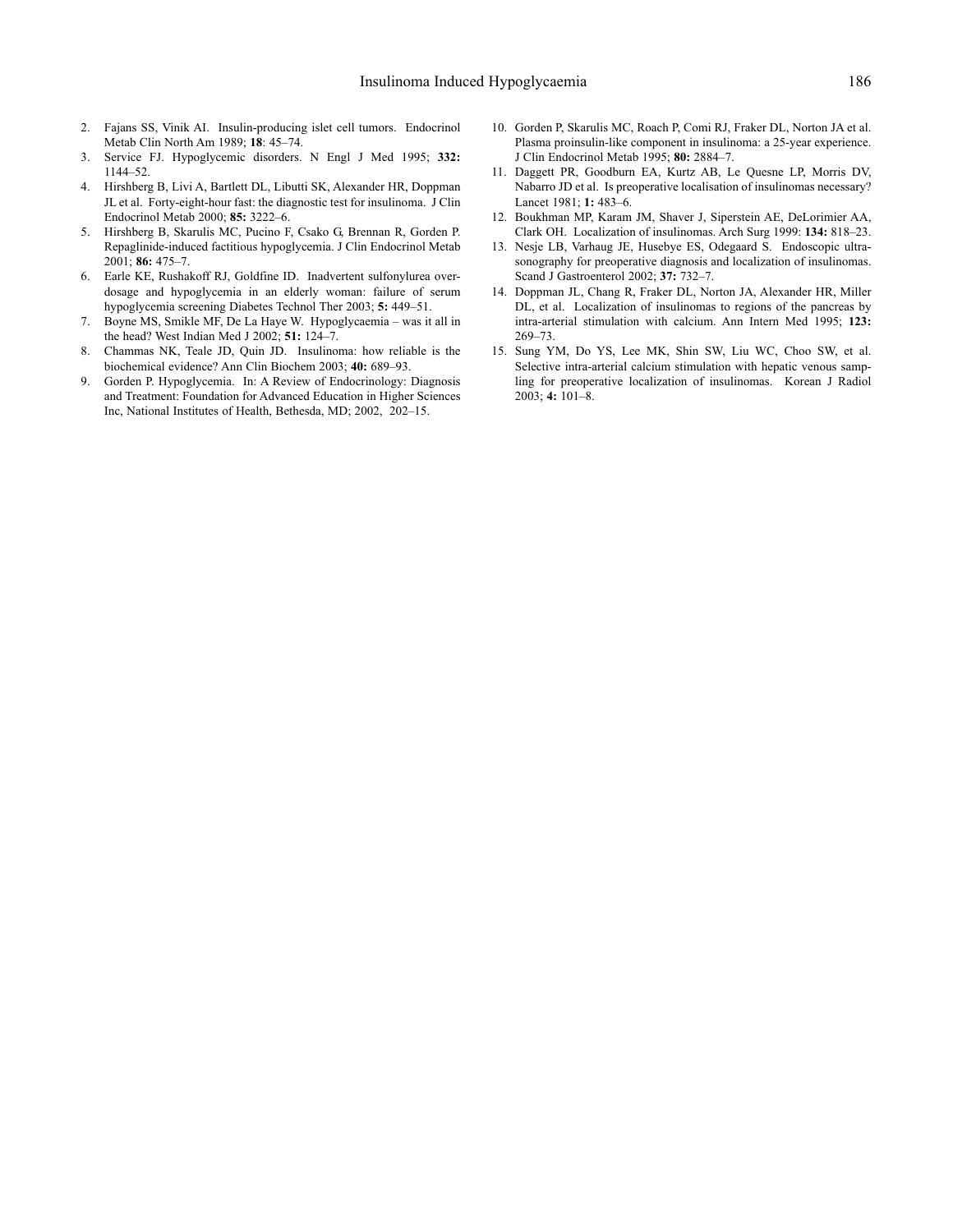2. Fajans SS, Vinik AI. Insulin-producing islet cell tumors. Endocrinol Metab Clin North Am 1989; **18**: 45–74.
3. Service FJ. Hypoglycemic disorders. N Engl J Med 1995; **332:** 1144–52.
4. Hirshberg B, Livi A, Bartlett DL, Libutti SK, Alexander HR, Doppman JL et al. Forty-eight-hour fast: the diagnostic test for insulinoma. J Clin Endocrinol Metab 2000; **85:** 3222–6.
5. Hirshberg B, Skarulis MC, Pucino F, Csako G, Brennan R, Gorden P. Repaglinide-induced factitious hypoglycemia. J Clin Endocrinol Metab 2001; **86:** 475–7.
6. Earle KE, Rushakoff RJ, Goldfine ID. Inadvertent sulfonylurea overdosage and hypoglycemia in an elderly woman: failure of serum hypoglycemia screening Diabetes Technol Ther 2003; **5:** 449–51.
7. Boyne MS, Smikle MF, De La Haye W. Hypoglycaemia – was it all in the head? West Indian Med J 2002; **51:** 124–7.
8. Chammas NK, Teale JD, Quin JD. Insulinoma: how reliable is the biochemical evidence? Ann Clin Biochem 2003; **40:** 689–93.
9. Gorden P. Hypoglycemia. In: A Review of Endocrinology: Diagnosis and Treatment: Foundation for Advanced Education in Higher Sciences Inc, National Institutes of Health, Bethesda, MD; 2002, 202–15.
10. Gorden P, Skarulis MC, Roach P, Comi RJ, Fraker DL, Norton JA et al. Plasma proinsulin-like component in insulinoma: a 25-year experience. J Clin Endocrinol Metab 1995; **80:** 2884–7.
11. Daggett PR, Goodburn EA, Kurtz AB, Le Quesne LP, Morris DV, Nabarro JD et al. Is preoperative localisation of insulinomas necessary? Lancet 1981; **1:** 483–6.
12. Boukhman MP, Karam JM, Shaver J, Siperstein AE, DeLorimier AA, Clark OH. Localization of insulinomas. Arch Surg 1999: **134:** 818–23.
13. Nesje LB, Varhaug JE, Husebye ES, Odegaard S. Endoscopic ultrasonography for preoperative diagnosis and localization of insulinomas. Scand J Gastroenterol 2002; **37:** 732–7.
14. Doppman JL, Chang R, Fraker DL, Norton JA, Alexander HR, Miller DL, et al. Localization of insulinomas to regions of the pancreas by intra-arterial stimulation with calcium. Ann Intern Med 1995; **123:** 269–73.
15. Sung YM, Do YS, Lee MK, Shin SW, Liu WC, Choo SW, et al. Selective intra-arterial calcium stimulation with hepatic venous sampling for preoperative localization of insulinomas. Korean J Radiol 2003; **4:** 101–8.